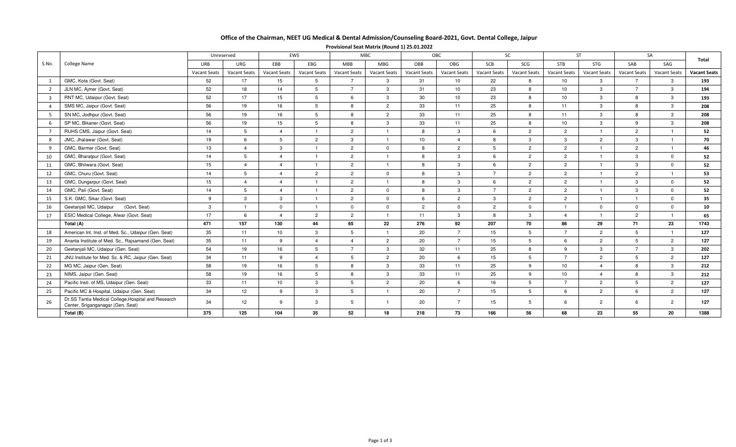# Office of the Chairman, NEET UG Medical & Dental Admission/Counseling Board-2021, Govt. Dental College, Jaipur

**Provisional Seat Matrix (Round 1) 25.01.2022**

| S.No. | College Name | Unreserved | | EWS | | MBC | | OBC | | SC | | ST | | SA | | Total |
|---|---|---|---|---|---|---|---|---|---|---|---|---|---|---|---|---|
| | | URB | URG | EBB | EBG | MBB | MBG | OBB | OBG | SCB | SCG | STB | STG | SAB | SAG | |
| | | Vacant Seats | Vacant Seats | Vacant Seats | Vacant Seats | Vacant Seats | Vacant Seats | Vacant Seats | Vacant Seats | Vacant Seats | Vacant Seats | Vacant Seats | Vacant Seats | Vacant Seats | Vacant Seats | Vacant Seats |
| 1 | GMC, Kota (Govt. Seat) | 52 | 17 | 15 | 5 | 7 | 3 | 31 | 10 | 22 | 8 | 10 | 3 | 7 | 3 | 193 |
| 2 | JLN MC, Ajmer (Govt. Seat) | 52 | 18 | 14 | 5 | 7 | 3 | 31 | 10 | 23 | 8 | 10 | 3 | 7 | 3 | 194 |
| 3 | RNT MC, Udaipur (Govt. Seat) | 52 | 17 | 15 | 5 | 6 | 3 | 30 | 10 | 23 | 8 | 10 | 3 | 8 | 3 | 193 |
| 4 | SMS MC, Jaipur (Govt. Seat) | 56 | 19 | 16 | 5 | 8 | 2 | 33 | 11 | 25 | 8 | 11 | 3 | 8 | 3 | 208 |
| 5 | SN MC, Jodhpur (Govt. Seat) | 56 | 19 | 16 | 5 | 8 | 2 | 33 | 11 | 25 | 8 | 11 | 3 | 8 | 3 | 208 |
| 6 | SP MC, Bikaner (Govt. Seat) | 56 | 19 | 15 | 5 | 8 | 3 | 33 | 11 | 25 | 8 | 10 | 3 | 9 | 3 | 208 |
| 7 | RUHS CMS, Jaipur (Govt. Seat) | 14 | 5 | 4 | 1 | 2 | 1 | 8 | 3 | 6 | 2 | 2 | 1 | 2 | 1 | 52 |
| 8 | JMC, Jhalawar (Govt. Seat) | 19 | 6 | 5 | 2 | 3 | 1 | 10 | 4 | 8 | 3 | 3 | 2 | 3 | 1 | 70 |
| 9 | GMC, Barmer (Govt. Seat) | 13 | 4 | 3 | 1 | 2 | 0 | 8 | 2 | 5 | 2 | 2 | 1 | 2 | 1 | 46 |
| 10 | GMC, Bharatpur (Govt. Seat) | 14 | 5 | 4 | 1 | 2 | 1 | 8 | 3 | 6 | 2 | 2 | 1 | 3 | 0 | 52 |
| 11 | GMC, Bhilwara (Govt. Seat) | 15 | 4 | 4 | 1 | 2 | 1 | 8 | 3 | 6 | 2 | 2 | 1 | 3 | 0 | 52 |
| 12 | GMC, Churu (Govt. Seat) | 14 | 5 | 4 | 2 | 2 | 0 | 8 | 3 | 7 | 2 | 2 | 1 | 2 | 1 | 53 |
| 13 | GMC, Dungarpur (Govt. Seat) | 15 | 4 | 4 | 1 | 2 | 1 | 8 | 3 | 6 | 2 | 2 | 1 | 3 | 0 | 52 |
| 14 | GMC, Pali (Govt. Seat) | 14 | 5 | 4 | 1 | 2 | 0 | 8 | 3 | 7 | 2 | 2 | 1 | 3 | 0 | 52 |
| 15 | S.K. GMC, Sikar (Govt. Seat) | 9 | 3 | 3 | 1 | 2 | 0 | 6 | 2 | 3 | 2 | 2 | 1 | 1 | 0 | 35 |
| 16 | Geetanjali MC, Udaipur (Govt. Seat) | 3 | 1 | 0 | 1 | 0 | 0 | 2 | 0 | 2 | 0 | 1 | 0 | 0 | 0 | 10 |
| 17 | ESIC Medical College, Alwar (Govt. Seat) | 17 | 6 | 4 | 2 | 2 | 1 | 11 | 3 | 8 | 3 | 4 | 1 | 2 | 1 | 65 |
| | **Total (A)** | **471** | **157** | **130** | **44** | **65** | **22** | **276** | **92** | **207** | **70** | **86** | **29** | **71** | **23** | **1743** |
| 18 | American Int. Inst. of Med. Sc., Udaipur (Gen. Seat) | 35 | 11 | 10 | 3 | 5 | 1 | 20 | 7 | 15 | 5 | 7 | 2 | 5 | 1 | 127 |
| 19 | Ananta Institute of Med. Sc., Rajsamand (Gen. Seat) | 35 | 11 | 9 | 4 | 4 | 2 | 20 | 7 | 15 | 5 | 6 | 2 | 5 | 2 | 127 |
| 20 | Geetanjali MC, Udaipur (Gen. Seat) | 54 | 19 | 16 | 5 | 7 | 3 | 32 | 11 | 25 | 8 | 9 | 3 | 7 | 3 | 202 |
| 21 | JNU Institute for Med. Sc. & RC, Jaipur (Gen. Seat) | 34 | 11 | 9 | 4 | 5 | 2 | 20 | 6 | 15 | 5 | 7 | 2 | 5 | 2 | 127 |
| 22 | MG MC, Jaipur (Gen. Seat) | 58 | 19 | 16 | 5 | 8 | 3 | 33 | 11 | 25 | 9 | 10 | 4 | 8 | 3 | 212 |
| 23 | NIMS, Jaipur (Gen. Seat) | 58 | 19 | 16 | 5 | 8 | 3 | 33 | 11 | 25 | 9 | 10 | 4 | 8 | 3 | 212 |
| 24 | Pacific Insti. of MS, Udaipur (Gen. Seat) | 33 | 11 | 10 | 3 | 5 | 2 | 20 | 6 | 16 | 5 | 7 | 2 | 5 | 2 | 127 |
| 25 | Pacific MC & Hospital, Udaipur (Gen. Seat) | 34 | 12 | 9 | 3 | 5 | 1 | 20 | 7 | 15 | 5 | 6 | 2 | 6 | 2 | 127 |
| 26 | Dr.SS Tantia Medical College,Hospital and Research Center, Sriganganagar (Gen. Seat) | 34 | 12 | 9 | 3 | 5 | 1 | 20 | 7 | 15 | 5 | 6 | 2 | 6 | 2 | 127 |
| | **Total (B)** | **375** | **125** | **104** | **35** | **52** | **18** | **218** | **73** | **166** | **56** | **68** | **23** | **55** | **20** | **1388** |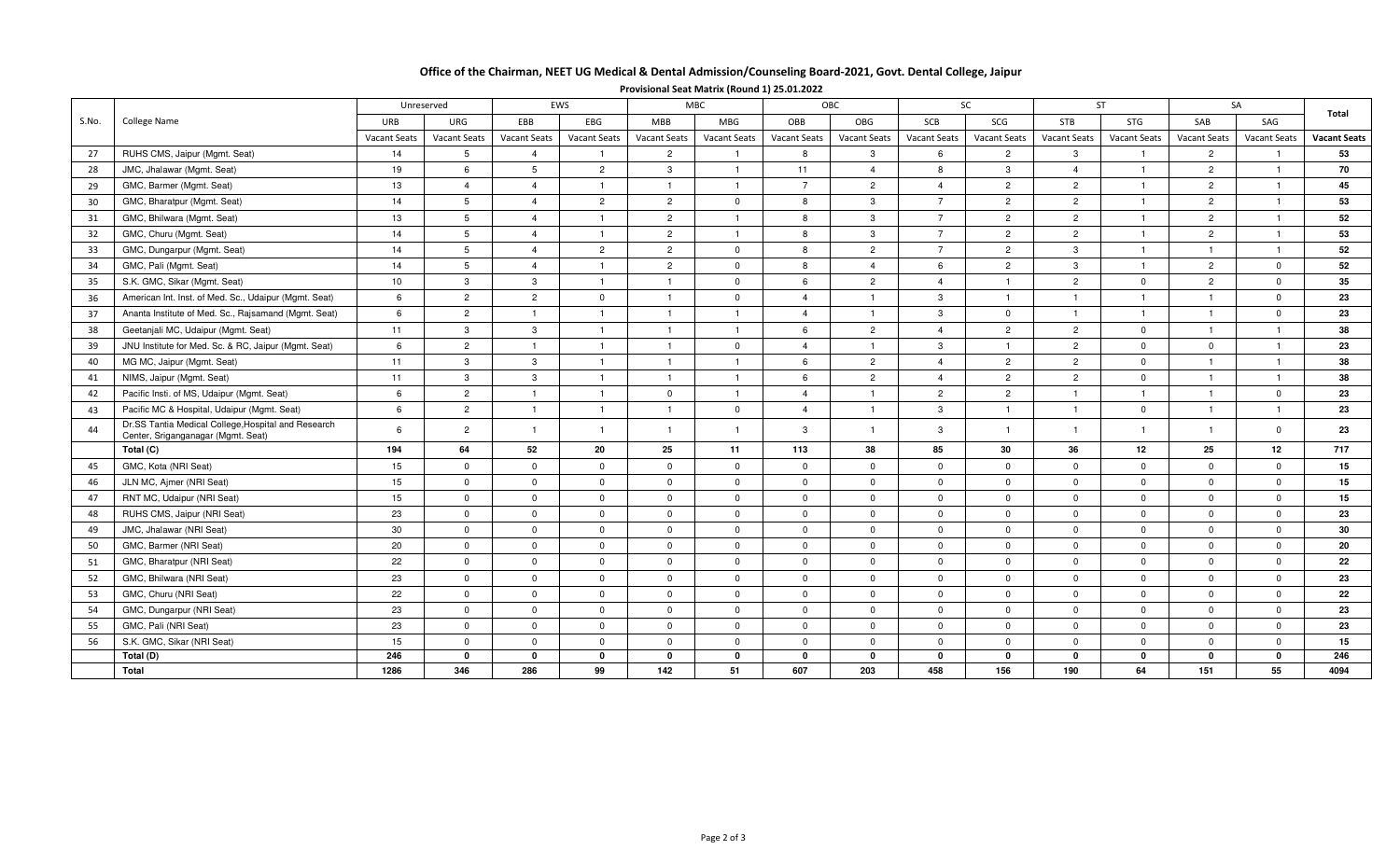# Office of the Chairman, NEET UG Medical & Dental Admission/Counseling Board-2021, Govt. Dental College, Jaipur

**Provisional Seat Matrix (Round 1) 25.01.2022**

| S.No. | College Name | Unreserved | | EWS | | MBC | | OBC | | SC | | ST | | SA | | Total |
|---|---|---|---|---|---|---|---|---|---|---|---|---|---|---|---|---|
| | | URB | URG | EBB | EBG | MBB | MBG | OBB | OBG | SCB | SCG | STB | STG | SAB | SAG | |
| | | Vacant Seats | Vacant Seats | Vacant Seats | Vacant Seats | Vacant Seats | Vacant Seats | Vacant Seats | Vacant Seats | Vacant Seats | Vacant Seats | Vacant Seats | Vacant Seats | Vacant Seats | Vacant Seats | Vacant Seats |
| 27 | RUHS CMS, Jaipur (Mgmt. Seat) | 14 | 5 | 4 | 1 | 2 | 1 | 8 | 3 | 6 | 2 | 3 | 1 | 2 | 1 | 53 |
| 28 | JMC, Jhalawar (Mgmt. Seat) | 19 | 6 | 5 | 2 | 3 | 1 | 11 | 4 | 8 | 3 | 4 | 1 | 2 | 1 | 70 |
| 29 | GMC, Barmer (Mgmt. Seat) | 13 | 4 | 4 | 1 | 1 | 1 | 7 | 2 | 4 | 2 | 2 | 1 | 2 | 1 | 45 |
| 30 | GMC, Bharatpur (Mgmt. Seat) | 14 | 5 | 4 | 2 | 2 | 0 | 8 | 3 | 7 | 2 | 2 | 1 | 2 | 1 | 53 |
| 31 | GMC, Bhilwara (Mgmt. Seat) | 13 | 5 | 4 | 1 | 2 | 1 | 8 | 3 | 7 | 2 | 2 | 1 | 2 | 1 | 52 |
| 32 | GMC, Churu (Mgmt. Seat) | 14 | 5 | 4 | 1 | 2 | 1 | 8 | 3 | 7 | 2 | 2 | 1 | 2 | 1 | 53 |
| 33 | GMC, Dungarpur (Mgmt. Seat) | 14 | 5 | 4 | 2 | 2 | 0 | 8 | 2 | 7 | 2 | 3 | 1 | 1 | 1 | 52 |
| 34 | GMC, Pali (Mgmt. Seat) | 14 | 5 | 4 | 1 | 2 | 0 | 8 | 4 | 6 | 2 | 3 | 1 | 2 | 0 | 52 |
| 35 | S.K. GMC, Sikar (Mgmt. Seat) | 10 | 3 | 3 | 1 | 1 | 0 | 6 | 2 | 4 | 1 | 2 | 0 | 2 | 0 | 35 |
| 36 | American Int. Inst. of Med. Sc., Udaipur (Mgmt. Seat) | 6 | 2 | 2 | 0 | 1 | 0 | 4 | 1 | 3 | 1 | 1 | 1 | 1 | 0 | 23 |
| 37 | Ananta Institute of Med. Sc., Rajsamand (Mgmt. Seat) | 6 | 2 | 1 | 1 | 1 | 1 | 4 | 1 | 3 | 0 | 1 | 1 | 1 | 0 | 23 |
| 38 | Geetanjali MC, Udaipur (Mgmt. Seat) | 11 | 3 | 3 | 1 | 1 | 1 | 6 | 2 | 4 | 2 | 2 | 0 | 1 | 1 | 38 |
| 39 | JNU Institute for Med. Sc. & RC, Jaipur (Mgmt. Seat) | 6 | 2 | 1 | 1 | 1 | 0 | 4 | 1 | 3 | 1 | 2 | 0 | 0 | 1 | 23 |
| 40 | MG MC, Jaipur (Mgmt. Seat) | 11 | 3 | 3 | 1 | 1 | 1 | 6 | 2 | 4 | 2 | 2 | 0 | 1 | 1 | 38 |
| 41 | NIMS, Jaipur (Mgmt. Seat) | 11 | 3 | 3 | 1 | 1 | 1 | 6 | 2 | 4 | 2 | 2 | 0 | 1 | 1 | 38 |
| 42 | Pacific Insti. of MS, Udaipur (Mgmt. Seat) | 6 | 2 | 1 | 1 | 0 | 1 | 4 | 1 | 2 | 2 | 1 | 1 | 1 | 0 | 23 |
| 43 | Pacific MC & Hospital, Udaipur (Mgmt. Seat) | 6 | 2 | 1 | 1 | 1 | 0 | 4 | 1 | 3 | 1 | 1 | 0 | 1 | 1 | 23 |
| 44 | Dr.SS Tantia Medical College,Hospital and Research Center, Sriganganagar (Mgmt. Seat) | 6 | 2 | 1 | 1 | 1 | 1 | 3 | 1 | 3 | 1 | 1 | 1 | 1 | 0 | 23 |
| | **Total (C)** | **194** | **64** | **52** | **20** | **25** | **11** | **113** | **38** | **85** | **30** | **36** | **12** | **25** | **12** | **717** |
| 45 | GMC, Kota (NRI Seat) | 15 | 0 | 0 | 0 | 0 | 0 | 0 | 0 | 0 | 0 | 0 | 0 | 0 | 0 | 15 |
| 46 | JLN MC, Ajmer (NRI Seat) | 15 | 0 | 0 | 0 | 0 | 0 | 0 | 0 | 0 | 0 | 0 | 0 | 0 | 0 | 15 |
| 47 | RNT MC, Udaipur (NRI Seat) | 15 | 0 | 0 | 0 | 0 | 0 | 0 | 0 | 0 | 0 | 0 | 0 | 0 | 0 | 15 |
| 48 | RUHS CMS, Jaipur (NRI Seat) | 23 | 0 | 0 | 0 | 0 | 0 | 0 | 0 | 0 | 0 | 0 | 0 | 0 | 0 | 23 |
| 49 | JMC, Jhalawar (NRI Seat) | 30 | 0 | 0 | 0 | 0 | 0 | 0 | 0 | 0 | 0 | 0 | 0 | 0 | 0 | 30 |
| 50 | GMC, Barmer (NRI Seat) | 20 | 0 | 0 | 0 | 0 | 0 | 0 | 0 | 0 | 0 | 0 | 0 | 0 | 0 | 20 |
| 51 | GMC, Bharatpur (NRI Seat) | 22 | 0 | 0 | 0 | 0 | 0 | 0 | 0 | 0 | 0 | 0 | 0 | 0 | 0 | 22 |
| 52 | GMC, Bhilwara (NRI Seat) | 23 | 0 | 0 | 0 | 0 | 0 | 0 | 0 | 0 | 0 | 0 | 0 | 0 | 0 | 23 |
| 53 | GMC, Churu (NRI Seat) | 22 | 0 | 0 | 0 | 0 | 0 | 0 | 0 | 0 | 0 | 0 | 0 | 0 | 0 | 22 |
| 54 | GMC, Dungarpur (NRI Seat) | 23 | 0 | 0 | 0 | 0 | 0 | 0 | 0 | 0 | 0 | 0 | 0 | 0 | 0 | 23 |
| 55 | GMC, Pali (NRI Seat) | 23 | 0 | 0 | 0 | 0 | 0 | 0 | 0 | 0 | 0 | 0 | 0 | 0 | 0 | 23 |
| 56 | S.K. GMC, Sikar (NRI Seat) | 15 | 0 | 0 | 0 | 0 | 0 | 0 | 0 | 0 | 0 | 0 | 0 | 0 | 0 | 15 |
| | **Total (D)** | **246** | **0** | **0** | **0** | **0** | **0** | **0** | **0** | **0** | **0** | **0** | **0** | **0** | **0** | **246** |
| | **Total** | **1286** | **346** | **286** | **99** | **142** | **51** | **607** | **203** | **458** | **156** | **190** | **64** | **151** | **55** | **4094** |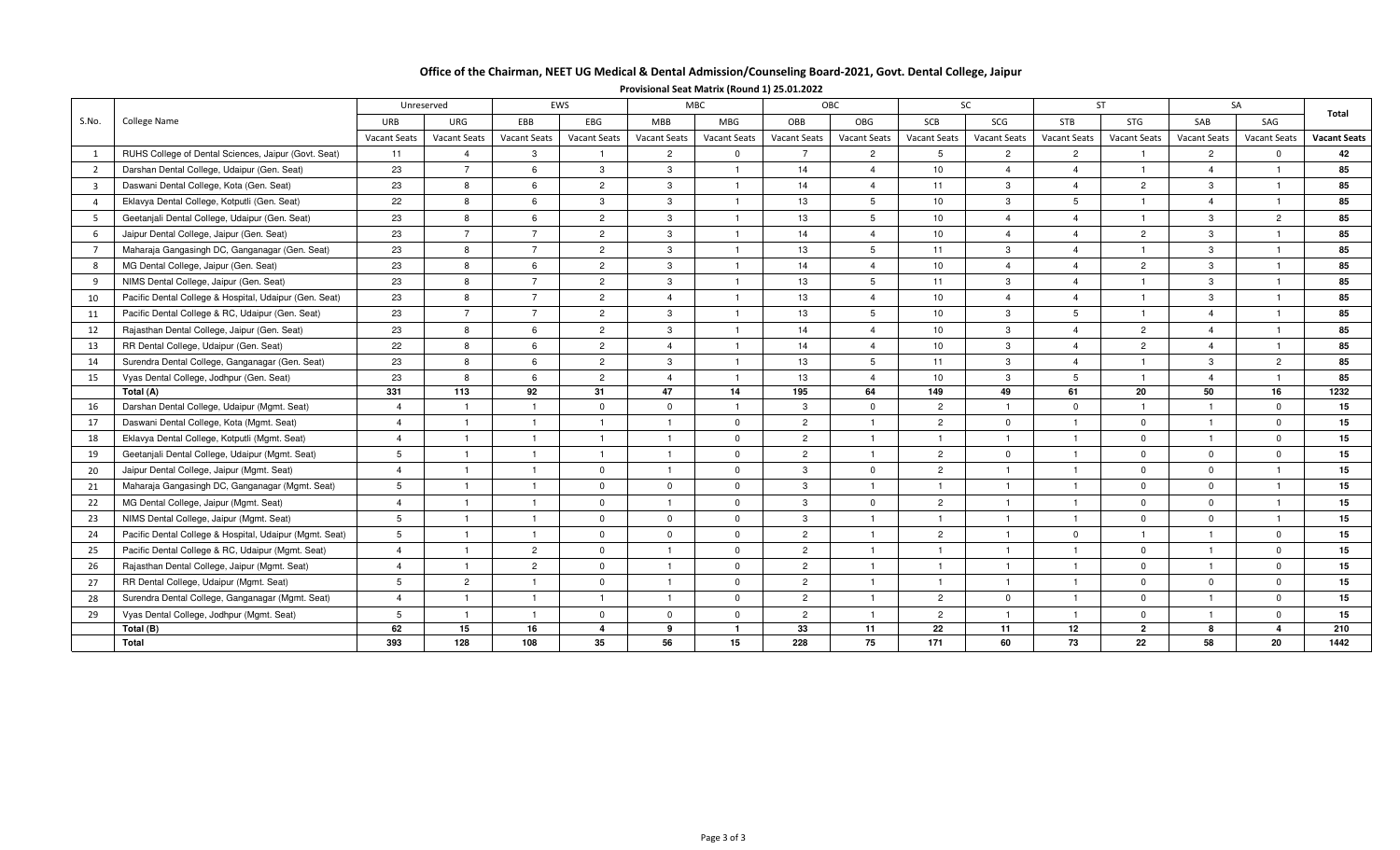# Office of the Chairman, NEET UG Medical & Dental Admission/Counseling Board-2021, Govt. Dental College, Jaipur

**Provisional Seat Matrix (Round 1) 25.01.2022**

| S.No. | College Name | Unreserved | | EWS | | MBC | | OBC | | SC | | ST | | SA | | Total |
|---|---|---|---|---|---|---|---|---|---|---|---|---|---|---|---|---|
| | | URB | URG | EBB | EBG | MBB | MBG | OBB | OBG | SCB | SCG | STB | STG | SAB | SAG | |
| | | Vacant Seats | Vacant Seats | Vacant Seats | Vacant Seats | Vacant Seats | Vacant Seats | Vacant Seats | Vacant Seats | Vacant Seats | Vacant Seats | Vacant Seats | Vacant Seats | Vacant Seats | Vacant Seats | Vacant Seats |
| 1 | RUHS College of Dental Sciences, Jaipur (Govt. Seat) | 11 | 4 | 3 | 1 | 2 | 0 | 7 | 2 | 5 | 2 | 2 | 1 | 2 | 0 | 42 |
| 2 | Darshan Dental College, Udaipur (Gen. Seat) | 23 | 7 | 6 | 3 | 3 | 1 | 14 | 4 | 10 | 4 | 4 | 1 | 4 | 1 | 85 |
| 3 | Daswani Dental College, Kota (Gen. Seat) | 23 | 8 | 6 | 2 | 3 | 1 | 14 | 4 | 11 | 3 | 4 | 2 | 3 | 1 | 85 |
| 4 | Eklavya Dental College, Kotputli (Gen. Seat) | 22 | 8 | 6 | 3 | 3 | 1 | 13 | 5 | 10 | 3 | 5 | 1 | 4 | 1 | 85 |
| 5 | Geetanjali Dental College, Udaipur (Gen. Seat) | 23 | 8 | 6 | 2 | 3 | 1 | 13 | 5 | 10 | 4 | 4 | 1 | 3 | 2 | 85 |
| 6 | Jaipur Dental College, Jaipur (Gen. Seat) | 23 | 7 | 7 | 2 | 3 | 1 | 14 | 4 | 10 | 4 | 4 | 2 | 3 | 1 | 85 |
| 7 | Maharaja Gangasingh DC, Ganganagar (Gen. Seat) | 23 | 8 | 7 | 2 | 3 | 1 | 13 | 5 | 11 | 3 | 4 | 1 | 3 | 1 | 85 |
| 8 | MG Dental College, Jaipur (Gen. Seat) | 23 | 8 | 6 | 2 | 3 | 1 | 14 | 4 | 10 | 4 | 4 | 2 | 3 | 1 | 85 |
| 9 | NIMS Dental College, Jaipur (Gen. Seat) | 23 | 8 | 7 | 2 | 3 | 1 | 13 | 5 | 11 | 3 | 4 | 1 | 3 | 1 | 85 |
| 10 | Pacific Dental College & Hospital, Udaipur (Gen. Seat) | 23 | 8 | 7 | 2 | 4 | 1 | 13 | 4 | 10 | 4 | 4 | 1 | 3 | 1 | 85 |
| 11 | Pacific Dental College & RC, Udaipur (Gen. Seat) | 23 | 7 | 7 | 2 | 3 | 1 | 13 | 5 | 10 | 3 | 5 | 1 | 4 | 1 | 85 |
| 12 | Rajasthan Dental College, Jaipur (Gen. Seat) | 23 | 8 | 6 | 2 | 3 | 1 | 14 | 4 | 10 | 3 | 4 | 2 | 4 | 1 | 85 |
| 13 | RR Dental College, Udaipur (Gen. Seat) | 22 | 8 | 6 | 2 | 4 | 1 | 14 | 4 | 10 | 3 | 4 | 2 | 4 | 1 | 85 |
| 14 | Surendra Dental College, Ganganagar (Gen. Seat) | 23 | 8 | 6 | 2 | 3 | 1 | 13 | 5 | 11 | 3 | 4 | 1 | 3 | 2 | 85 |
| 15 | Vyas Dental College, Jodhpur (Gen. Seat) | 23 | 8 | 6 | 2 | 4 | 1 | 13 | 4 | 10 | 3 | 5 | 1 | 4 | 1 | 85 |
| | **Total (A)** | **331** | **113** | **92** | **31** | **47** | **14** | **195** | **64** | **149** | **49** | **61** | **20** | **50** | **16** | **1232** |
| 16 | Darshan Dental College, Udaipur (Mgmt. Seat) | 4 | 1 | 1 | 0 | 0 | 1 | 3 | 0 | 2 | 1 | 0 | 1 | 1 | 0 | 15 |
| 17 | Daswani Dental College, Kota (Mgmt. Seat) | 4 | 1 | 1 | 1 | 1 | 0 | 2 | 1 | 2 | 0 | 1 | 0 | 1 | 0 | 15 |
| 18 | Eklavya Dental College, Kotputli (Mgmt. Seat) | 4 | 1 | 1 | 1 | 1 | 0 | 2 | 1 | 1 | 1 | 1 | 0 | 1 | 0 | 15 |
| 19 | Geetanjali Dental College, Udaipur (Mgmt. Seat) | 5 | 1 | 1 | 1 | 1 | 0 | 2 | 1 | 2 | 0 | 1 | 0 | 0 | 0 | 15 |
| 20 | Jaipur Dental College, Jaipur (Mgmt. Seat) | 4 | 1 | 1 | 0 | 1 | 0 | 3 | 0 | 2 | 1 | 1 | 0 | 0 | 1 | 15 |
| 21 | Maharaja Gangasingh DC, Ganganagar (Mgmt. Seat) | 5 | 1 | 1 | 0 | 0 | 0 | 3 | 1 | 1 | 1 | 1 | 0 | 0 | 1 | 15 |
| 22 | MG Dental College, Jaipur (Mgmt. Seat) | 4 | 1 | 1 | 0 | 1 | 0 | 3 | 0 | 2 | 1 | 1 | 0 | 0 | 1 | 15 |
| 23 | NIMS Dental College, Jaipur (Mgmt. Seat) | 5 | 1 | 1 | 0 | 0 | 0 | 3 | 1 | 1 | 1 | 1 | 0 | 0 | 1 | 15 |
| 24 | Pacific Dental College & Hospital, Udaipur (Mgmt. Seat) | 5 | 1 | 1 | 0 | 0 | 0 | 2 | 1 | 2 | 1 | 0 | 1 | 1 | 0 | 15 |
| 25 | Pacific Dental College & RC, Udaipur (Mgmt. Seat) | 4 | 1 | 2 | 0 | 1 | 0 | 2 | 1 | 1 | 1 | 1 | 0 | 1 | 0 | 15 |
| 26 | Rajasthan Dental College, Jaipur (Mgmt. Seat) | 4 | 1 | 2 | 0 | 1 | 0 | 2 | 1 | 1 | 1 | 1 | 0 | 1 | 0 | 15 |
| 27 | RR Dental College, Udaipur (Mgmt. Seat) | 5 | 2 | 1 | 0 | 1 | 0 | 2 | 1 | 1 | 1 | 1 | 0 | 0 | 0 | 15 |
| 28 | Surendra Dental College, Ganganagar (Mgmt. Seat) | 4 | 1 | 1 | 1 | 1 | 0 | 2 | 1 | 2 | 0 | 1 | 0 | 1 | 0 | 15 |
| 29 | Vyas Dental College, Jodhpur (Mgmt. Seat) | 5 | 1 | 1 | 0 | 0 | 0 | 2 | 1 | 2 | 1 | 1 | 0 | 1 | 0 | 15 |
| | **Total (B)** | **62** | **15** | **16** | **4** | **9** | **1** | **33** | **11** | **22** | **11** | **12** | **2** | **8** | **4** | **210** |
| | **Total** | **393** | **128** | **108** | **35** | **56** | **15** | **228** | **75** | **171** | **60** | **73** | **22** | **58** | **20** | **1442** |